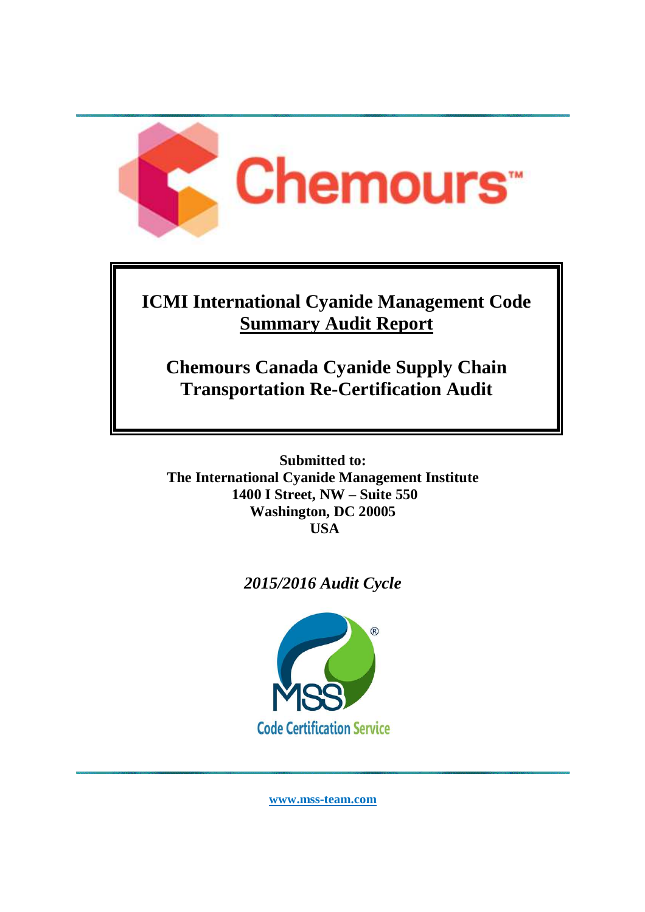Chemours™

# ICMI International Cyanide Management Code
## Summary Audit Report

## Chemours Canada Cyanide Supply Chain Transportation Re-Certification Audit

**Submitted to:**
**The International Cyanide Management Institute**
**1400 I Street, NW – Suite 550**
**Washington, DC 20005**
**USA**

*2015/2016 Audit Cycle*

MSS® Code Certification Service

www.mss-team.com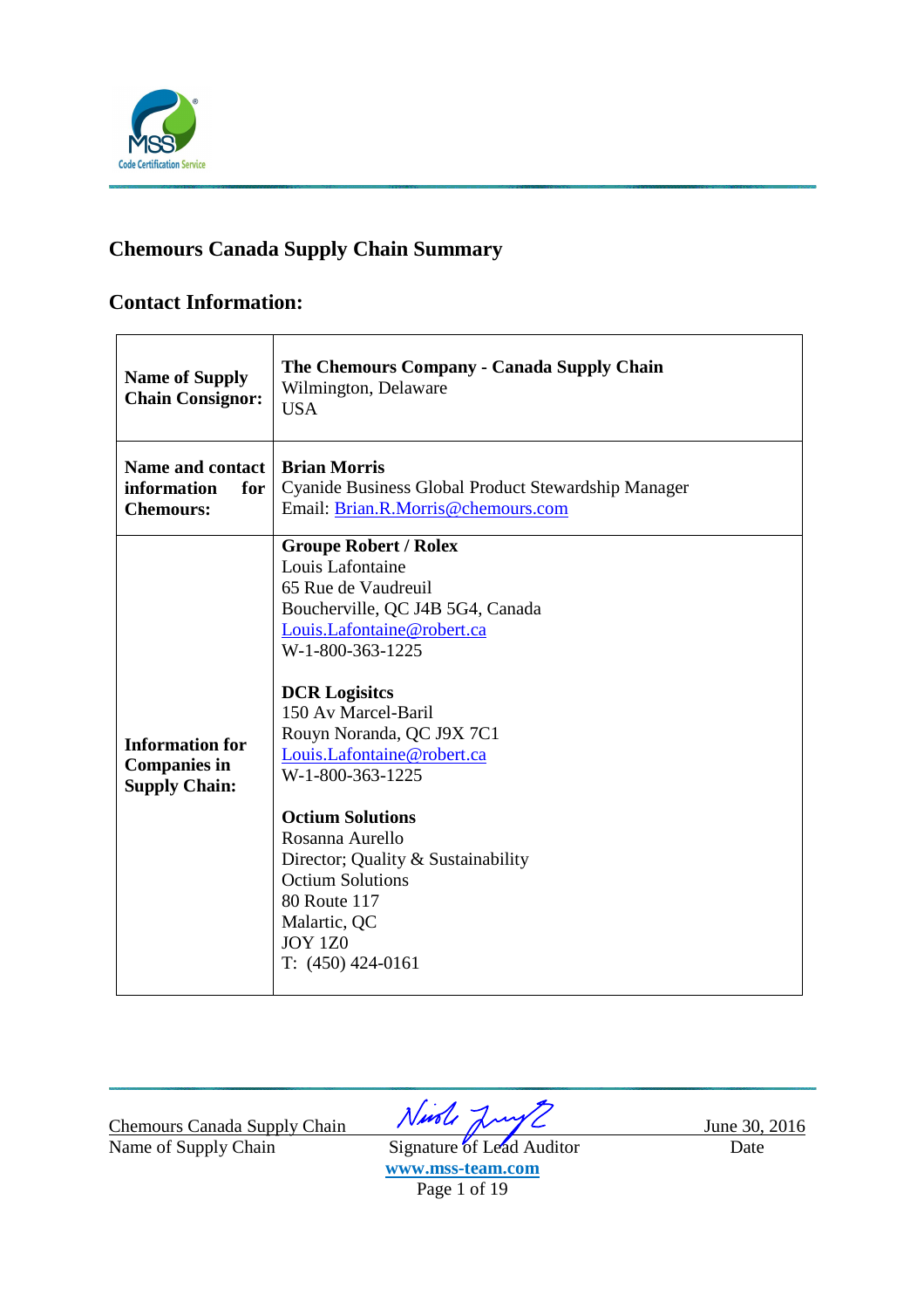## Chemours Canada Supply Chain Summary

## Contact Information:

| | |
|---|---|
| **Name of Supply Chain Consignor:** | **The Chemours Company - Canada Supply Chain**<br>Wilmington, Delaware<br>USA |
| **Name and contact information for Chemours:** | **Brian Morris**<br>Cyanide Business Global Product Stewardship Manager<br>Email: Brian.R.Morris@chemours.com |
| **Information for Companies in Supply Chain:** | **Groupe Robert / Rolex**<br>Louis Lafontaine<br>65 Rue de Vaudreuil<br>Boucherville, QC J4B 5G4, Canada<br>Louis.Lafontaine@robert.ca<br>W-1-800-363-1225<br><br>**DCR Logisitcs**<br>150 Av Marcel-Baril<br>Rouyn Noranda, QC J9X 7C1<br>Louis.Lafontaine@robert.ca<br>W-1-800-363-1225<br><br>**Octium Solutions**<br>Rosanna Aurello<br>Director; Quality & Sustainability<br>Octium Solutions<br>80 Route 117<br>Malartic, QC<br>JOY 1Z0<br>T: (450) 424-0161 |

Chemours Canada Supply Chain
Name of Supply Chain

Signature of Lead Auditor

June 30, 2016
Date

www.mss-team.com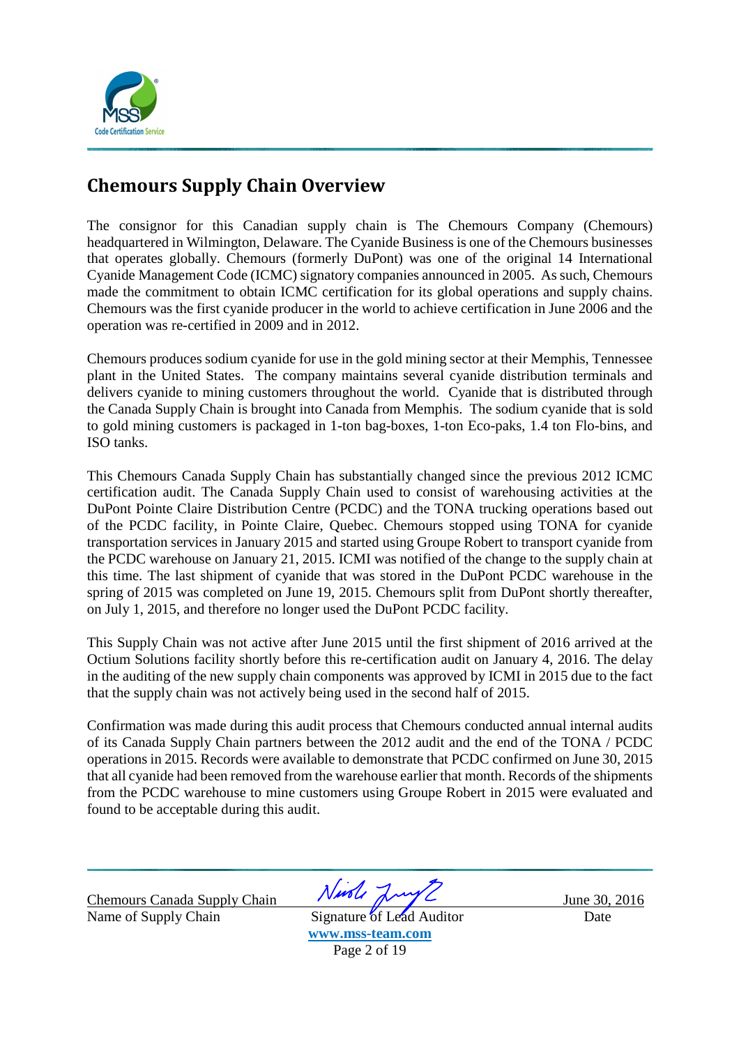## Chemours Supply Chain Overview

The consignor for this Canadian supply chain is The Chemours Company (Chemours) headquartered in Wilmington, Delaware. The Cyanide Business is one of the Chemours businesses that operates globally. Chemours (formerly DuPont) was one of the original 14 International Cyanide Management Code (ICMC) signatory companies announced in 2005. As such, Chemours made the commitment to obtain ICMC certification for its global operations and supply chains. Chemours was the first cyanide producer in the world to achieve certification in June 2006 and the operation was re-certified in 2009 and in 2012.

Chemours produces sodium cyanide for use in the gold mining sector at their Memphis, Tennessee plant in the United States. The company maintains several cyanide distribution terminals and delivers cyanide to mining customers throughout the world. Cyanide that is distributed through the Canada Supply Chain is brought into Canada from Memphis. The sodium cyanide that is sold to gold mining customers is packaged in 1-ton bag-boxes, 1-ton Eco-paks, 1.4 ton Flo-bins, and ISO tanks.

This Chemours Canada Supply Chain has substantially changed since the previous 2012 ICMC certification audit. The Canada Supply Chain used to consist of warehousing activities at the DuPont Pointe Claire Distribution Centre (PCDC) and the TONA trucking operations based out of the PCDC facility, in Pointe Claire, Quebec. Chemours stopped using TONA for cyanide transportation services in January 2015 and started using Groupe Robert to transport cyanide from the PCDC warehouse on January 21, 2015. ICMI was notified of the change to the supply chain at this time. The last shipment of cyanide that was stored in the DuPont PCDC warehouse in the spring of 2015 was completed on June 19, 2015. Chemours split from DuPont shortly thereafter, on July 1, 2015, and therefore no longer used the DuPont PCDC facility.

This Supply Chain was not active after June 2015 until the first shipment of 2016 arrived at the Octium Solutions facility shortly before this re-certification audit on January 4, 2016. The delay in the auditing of the new supply chain components was approved by ICMI in 2015 due to the fact that the supply chain was not actively being used in the second half of 2015.

Confirmation was made during this audit process that Chemours conducted annual internal audits of its Canada Supply Chain partners between the 2012 audit and the end of the TONA / PCDC operations in 2015. Records were available to demonstrate that PCDC confirmed on June 30, 2015 that all cyanide had been removed from the warehouse earlier that month. Records of the shipments from the PCDC warehouse to mine customers using Groupe Robert in 2015 were evaluated and found to be acceptable during this audit.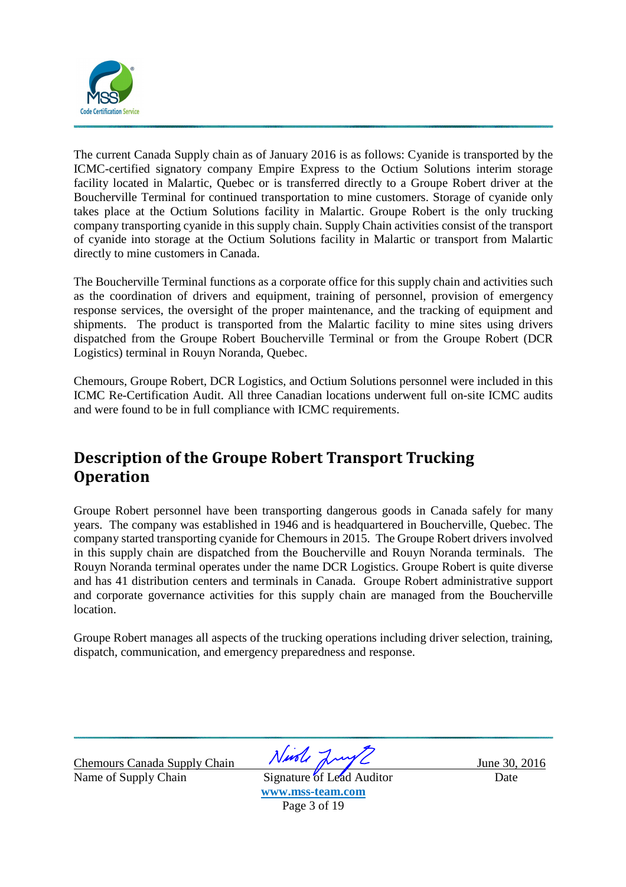The current Canada Supply chain as of January 2016 is as follows: Cyanide is transported by the ICMC-certified signatory company Empire Express to the Octium Solutions interim storage facility located in Malartic, Quebec or is transferred directly to a Groupe Robert driver at the Boucherville Terminal for continued transportation to mine customers. Storage of cyanide only takes place at the Octium Solutions facility in Malartic. Groupe Robert is the only trucking company transporting cyanide in this supply chain. Supply Chain activities consist of the transport of cyanide into storage at the Octium Solutions facility in Malartic or transport from Malartic directly to mine customers in Canada.

The Boucherville Terminal functions as a corporate office for this supply chain and activities such as the coordination of drivers and equipment, training of personnel, provision of emergency response services, the oversight of the proper maintenance, and the tracking of equipment and shipments. The product is transported from the Malartic facility to mine sites using drivers dispatched from the Groupe Robert Boucherville Terminal or from the Groupe Robert (DCR Logistics) terminal in Rouyn Noranda, Quebec.

Chemours, Groupe Robert, DCR Logistics, and Octium Solutions personnel were included in this ICMC Re-Certification Audit. All three Canadian locations underwent full on-site ICMC audits and were found to be in full compliance with ICMC requirements.

## Description of the Groupe Robert Transport Trucking Operation

Groupe Robert personnel have been transporting dangerous goods in Canada safely for many years. The company was established in 1946 and is headquartered in Boucherville, Quebec. The company started transporting cyanide for Chemours in 2015. The Groupe Robert drivers involved in this supply chain are dispatched from the Boucherville and Rouyn Noranda terminals. The Rouyn Noranda terminal operates under the name DCR Logistics. Groupe Robert is quite diverse and has 41 distribution centers and terminals in Canada. Groupe Robert administrative support and corporate governance activities for this supply chain are managed from the Boucherville location.

Groupe Robert manages all aspects of the trucking operations including driver selection, training, dispatch, communication, and emergency preparedness and response.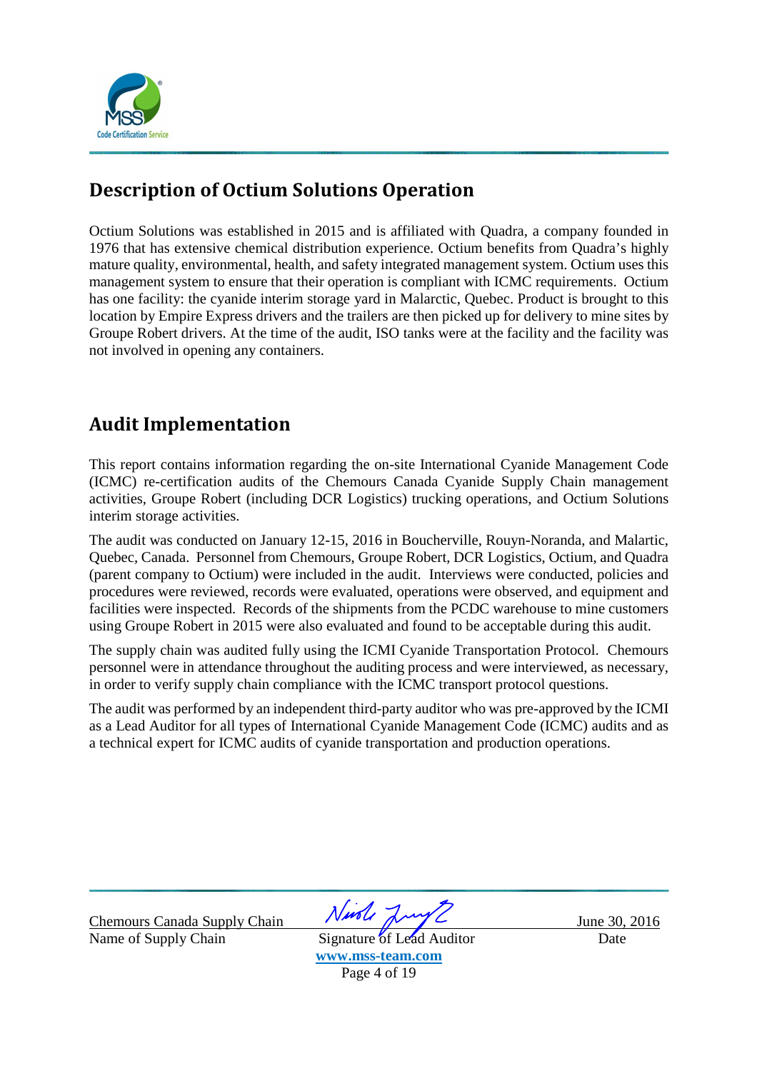## Description of Octium Solutions Operation

Octium Solutions was established in 2015 and is affiliated with Quadra, a company founded in 1976 that has extensive chemical distribution experience. Octium benefits from Quadra's highly mature quality, environmental, health, and safety integrated management system. Octium uses this management system to ensure that their operation is compliant with ICMC requirements. Octium has one facility: the cyanide interim storage yard in Malarctic, Quebec. Product is brought to this location by Empire Express drivers and the trailers are then picked up for delivery to mine sites by Groupe Robert drivers. At the time of the audit, ISO tanks were at the facility and the facility was not involved in opening any containers.

## Audit Implementation

This report contains information regarding the on-site International Cyanide Management Code (ICMC) re-certification audits of the Chemours Canada Cyanide Supply Chain management activities, Groupe Robert (including DCR Logistics) trucking operations, and Octium Solutions interim storage activities.

The audit was conducted on January 12-15, 2016 in Boucherville, Rouyn-Noranda, and Malartic, Quebec, Canada. Personnel from Chemours, Groupe Robert, DCR Logistics, Octium, and Quadra (parent company to Octium) were included in the audit. Interviews were conducted, policies and procedures were reviewed, records were evaluated, operations were observed, and equipment and facilities were inspected. Records of the shipments from the PCDC warehouse to mine customers using Groupe Robert in 2015 were also evaluated and found to be acceptable during this audit.

The supply chain was audited fully using the ICMI Cyanide Transportation Protocol. Chemours personnel were in attendance throughout the auditing process and were interviewed, as necessary, in order to verify supply chain compliance with the ICMC transport protocol questions.

The audit was performed by an independent third-party auditor who was pre-approved by the ICMI as a Lead Auditor for all types of International Cyanide Management Code (ICMC) audits and as a technical expert for ICMC audits of cyanide transportation and production operations.

Chemours Canada Supply Chain — Name of Supply Chain

Signature of Lead Auditor

June 30, 2016 — Date

www.mss-team.com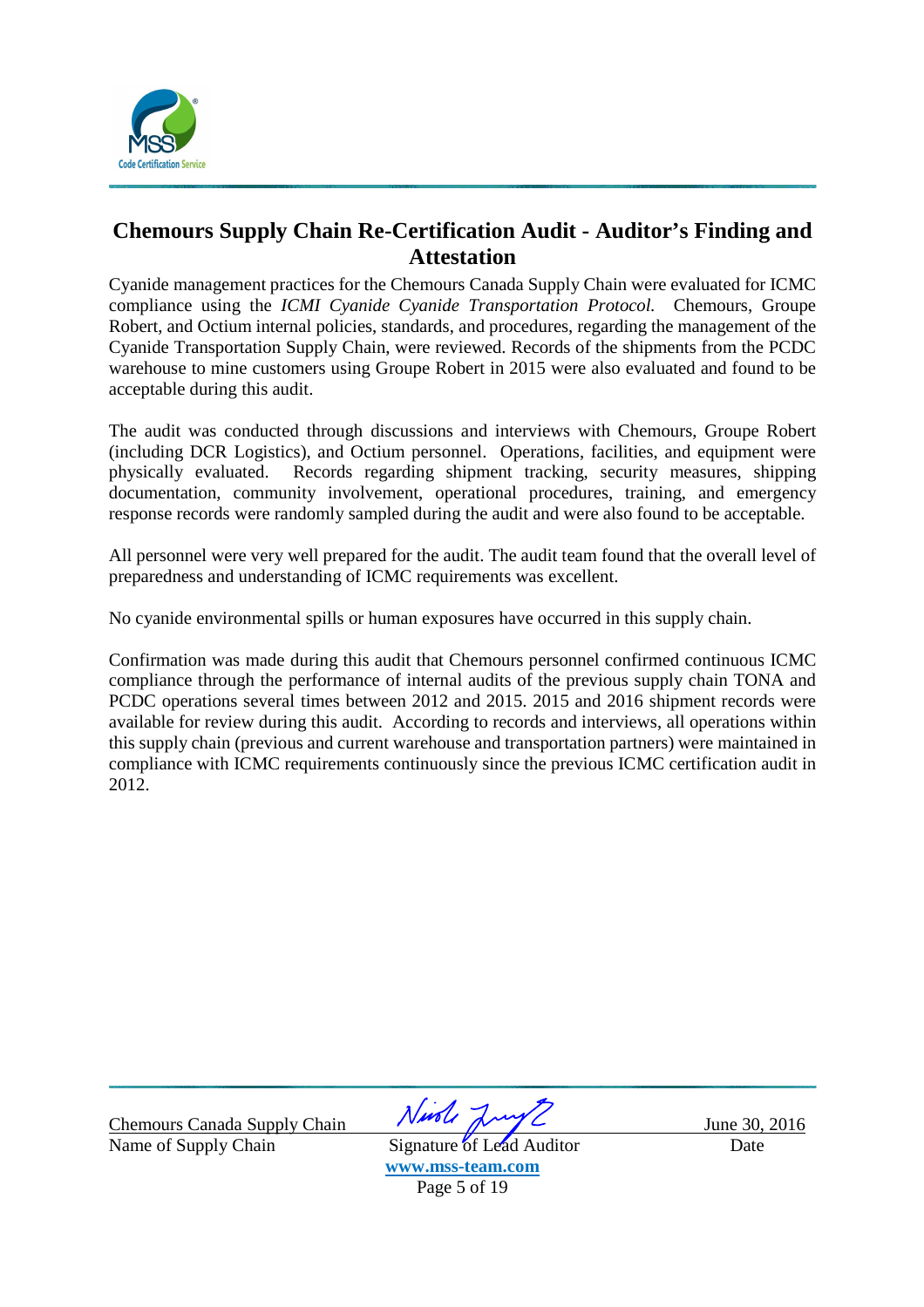## Chemours Supply Chain Re-Certification Audit - Auditor's Finding and Attestation

Cyanide management practices for the Chemours Canada Supply Chain were evaluated for ICMC compliance using the *ICMI Cyanide Cyanide Transportation Protocol.* Chemours, Groupe Robert, and Octium internal policies, standards, and procedures, regarding the management of the Cyanide Transportation Supply Chain, were reviewed. Records of the shipments from the PCDC warehouse to mine customers using Groupe Robert in 2015 were also evaluated and found to be acceptable during this audit.

The audit was conducted through discussions and interviews with Chemours, Groupe Robert (including DCR Logistics), and Octium personnel. Operations, facilities, and equipment were physically evaluated. Records regarding shipment tracking, security measures, shipping documentation, community involvement, operational procedures, training, and emergency response records were randomly sampled during the audit and were also found to be acceptable.

All personnel were very well prepared for the audit. The audit team found that the overall level of preparedness and understanding of ICMC requirements was excellent.

No cyanide environmental spills or human exposures have occurred in this supply chain.

Confirmation was made during this audit that Chemours personnel confirmed continuous ICMC compliance through the performance of internal audits of the previous supply chain TONA and PCDC operations several times between 2012 and 2015. 2015 and 2016 shipment records were available for review during this audit. According to records and interviews, all operations within this supply chain (previous and current warehouse and transportation partners) were maintained in compliance with ICMC requirements continuously since the previous ICMC certification audit in 2012.

| Chemours Canada Supply Chain | [Signature] | June 30, 2016 |
|---|---|---|
| Name of Supply Chain | Signature of Lead Auditor | Date |

www.mss-team.com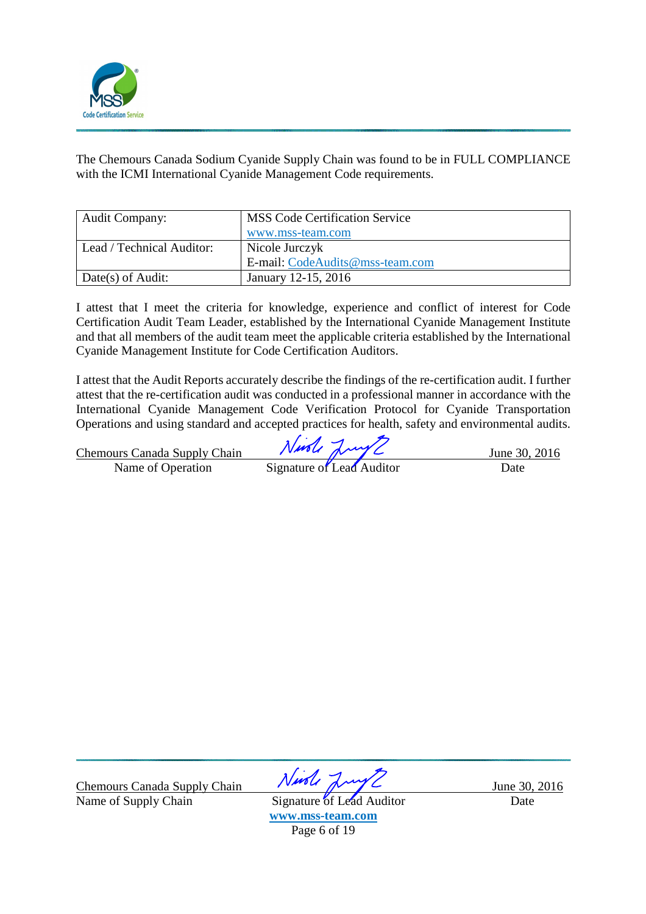The Chemours Canada Sodium Cyanide Supply Chain was found to be in FULL COMPLIANCE with the ICMI International Cyanide Management Code requirements.

| Audit Company: | MSS Code Certification Service<br>www.mss-team.com |
|---|---|
| Lead / Technical Auditor: | Nicole Jurczyk<br>E-mail: CodeAudits@mss-team.com |
| Date(s) of Audit: | January 12-15, 2016 |

I attest that I meet the criteria for knowledge, experience and conflict of interest for Code Certification Audit Team Leader, established by the International Cyanide Management Institute and that all members of the audit team meet the applicable criteria established by the International Cyanide Management Institute for Code Certification Auditors.

I attest that the Audit Reports accurately describe the findings of the re-certification audit. I further attest that the re-certification audit was conducted in a professional manner in accordance with the International Cyanide Management Code Verification Protocol for Cyanide Transportation Operations and using standard and accepted practices for health, safety and environmental audits.

| Chemours Canada Supply Chain | Nicole Jurczyk | June 30, 2016 |
|---|---|---|
| Name of Operation | Signature of Lead Auditor | Date |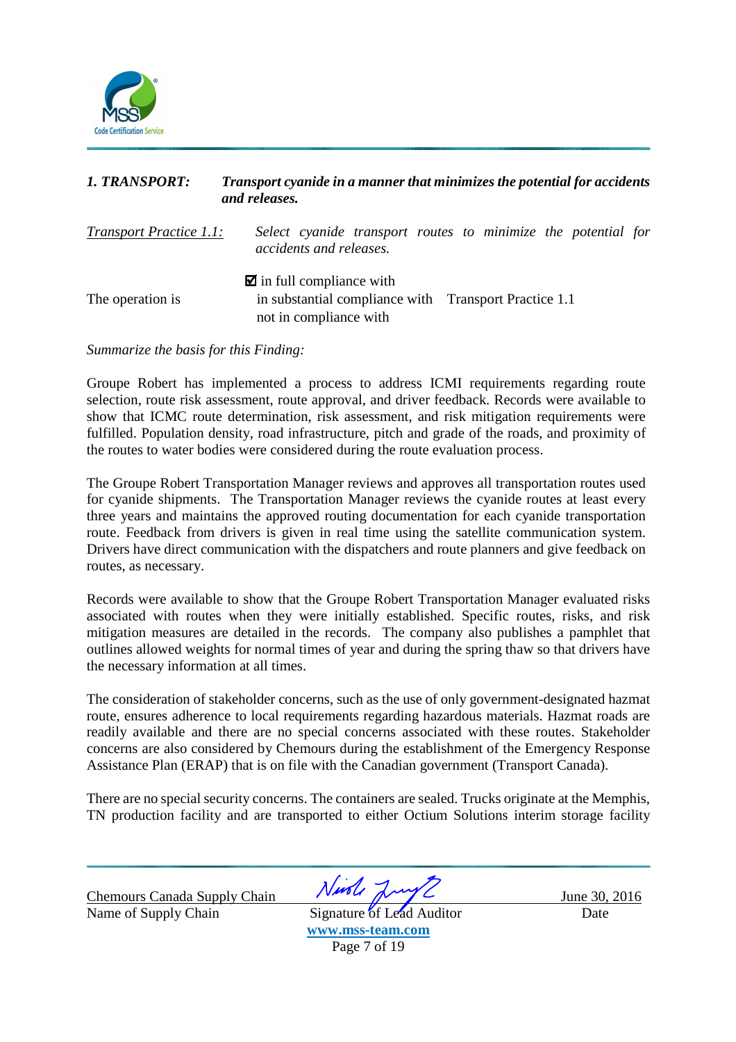**1. TRANSPORT:** ***Transport cyanide in a manner that minimizes the potential for accidents and releases.***

*Transport Practice 1.1:* *Select cyanide transport routes to minimize the potential for accidents and releases.*

The operation is

☑ in full compliance with
in substantial compliance with Transport Practice 1.1
not in compliance with

*Summarize the basis for this Finding:*

Groupe Robert has implemented a process to address ICMI requirements regarding route selection, route risk assessment, route approval, and driver feedback. Records were available to show that ICMC route determination, risk assessment, and risk mitigation requirements were fulfilled. Population density, road infrastructure, pitch and grade of the roads, and proximity of the routes to water bodies were considered during the route evaluation process.

The Groupe Robert Transportation Manager reviews and approves all transportation routes used for cyanide shipments. The Transportation Manager reviews the cyanide routes at least every three years and maintains the approved routing documentation for each cyanide transportation route. Feedback from drivers is given in real time using the satellite communication system. Drivers have direct communication with the dispatchers and route planners and give feedback on routes, as necessary.

Records were available to show that the Groupe Robert Transportation Manager evaluated risks associated with routes when they were initially established. Specific routes, risks, and risk mitigation measures are detailed in the records. The company also publishes a pamphlet that outlines allowed weights for normal times of year and during the spring thaw so that drivers have the necessary information at all times.

The consideration of stakeholder concerns, such as the use of only government-designated hazmat route, ensures adherence to local requirements regarding hazardous materials. Hazmat roads are readily available and there are no special concerns associated with these routes. Stakeholder concerns are also considered by Chemours during the establishment of the Emergency Response Assistance Plan (ERAP) that is on file with the Canadian government (Transport Canada).

There are no special security concerns. The containers are sealed. Trucks originate at the Memphis, TN production facility and are transported to either Octium Solutions interim storage facility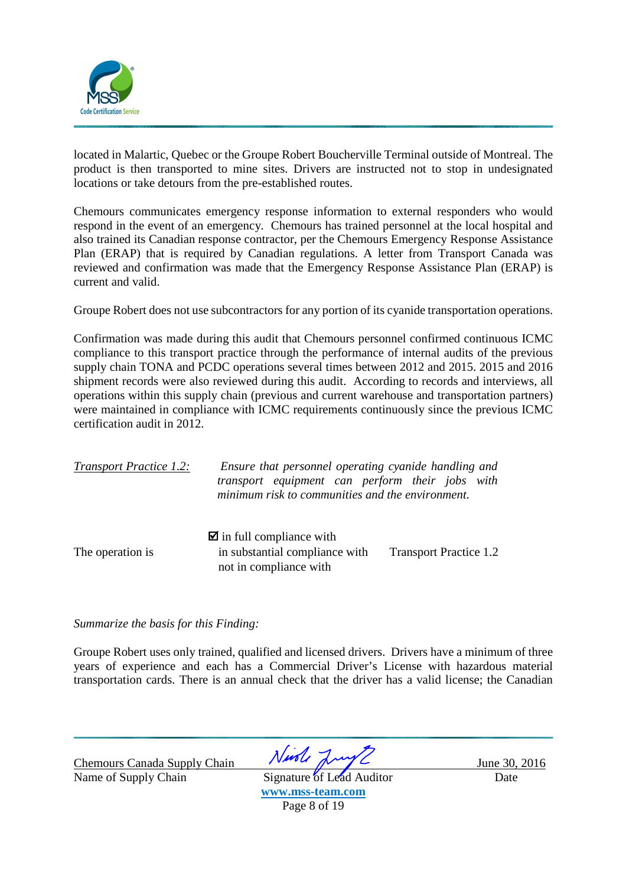located in Malartic, Quebec or the Groupe Robert Boucherville Terminal outside of Montreal. The product is then transported to mine sites. Drivers are instructed not to stop in undesignated locations or take detours from the pre-established routes.

Chemours communicates emergency response information to external responders who would respond in the event of an emergency. Chemours has trained personnel at the local hospital and also trained its Canadian response contractor, per the Chemours Emergency Response Assistance Plan (ERAP) that is required by Canadian regulations. A letter from Transport Canada was reviewed and confirmation was made that the Emergency Response Assistance Plan (ERAP) is current and valid.

Groupe Robert does not use subcontractors for any portion of its cyanide transportation operations.

Confirmation was made during this audit that Chemours personnel confirmed continuous ICMC compliance to this transport practice through the performance of internal audits of the previous supply chain TONA and PCDC operations several times between 2012 and 2015. 2015 and 2016 shipment records were also reviewed during this audit. According to records and interviews, all operations within this supply chain (previous and current warehouse and transportation partners) were maintained in compliance with ICMC requirements continuously since the previous ICMC certification audit in 2012.

<u>*Transport Practice 1.2:*</u> *Ensure that personnel operating cyanide handling and transport equipment can perform their jobs with minimum risk to communities and the environment.*

The operation is

☑ in full compliance with

☐ in substantial compliance with

☐ not in compliance with

Transport Practice 1.2

*Summarize the basis for this Finding:*

Groupe Robert uses only trained, qualified and licensed drivers. Drivers have a minimum of three years of experience and each has a Commercial Driver's License with hazardous material transportation cards. There is an annual check that the driver has a valid license; the Canadian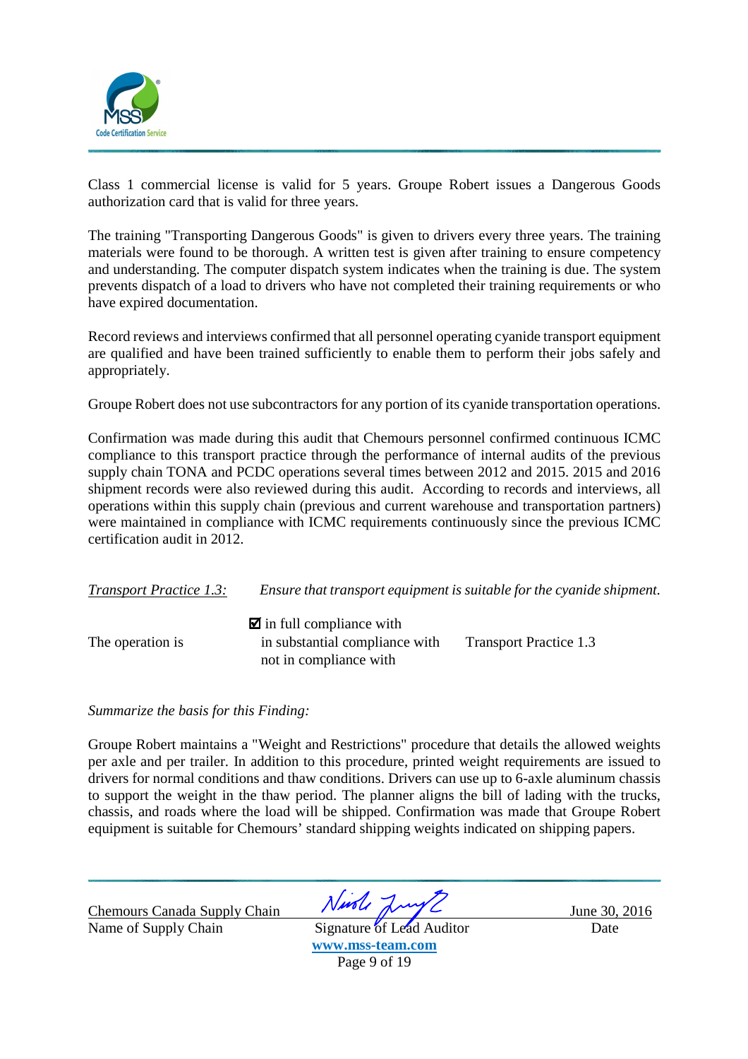Class 1 commercial license is valid for 5 years. Groupe Robert issues a Dangerous Goods authorization card that is valid for three years.

The training "Transporting Dangerous Goods" is given to drivers every three years. The training materials were found to be thorough. A written test is given after training to ensure competency and understanding. The computer dispatch system indicates when the training is due. The system prevents dispatch of a load to drivers who have not completed their training requirements or who have expired documentation.

Record reviews and interviews confirmed that all personnel operating cyanide transport equipment are qualified and have been trained sufficiently to enable them to perform their jobs safely and appropriately.

Groupe Robert does not use subcontractors for any portion of its cyanide transportation operations.

Confirmation was made during this audit that Chemours personnel confirmed continuous ICMC compliance to this transport practice through the performance of internal audits of the previous supply chain TONA and PCDC operations several times between 2012 and 2015. 2015 and 2016 shipment records were also reviewed during this audit. According to records and interviews, all operations within this supply chain (previous and current warehouse and transportation partners) were maintained in compliance with ICMC requirements continuously since the previous ICMC certification audit in 2012.

*Transport Practice 1.3:* *Ensure that transport equipment is suitable for the cyanide shipment.*

The operation is
- ☑ in full compliance with
- in substantial compliance with
- not in compliance with

Transport Practice 1.3

*Summarize the basis for this Finding:*

Groupe Robert maintains a "Weight and Restrictions" procedure that details the allowed weights per axle and per trailer. In addition to this procedure, printed weight requirements are issued to drivers for normal conditions and thaw conditions. Drivers can use up to 6-axle aluminum chassis to support the weight in the thaw period. The planner aligns the bill of lading with the trucks, chassis, and roads where the load will be shipped. Confirmation was made that Groupe Robert equipment is suitable for Chemours' standard shipping weights indicated on shipping papers.

| Chemours Canada Supply Chain | [Signature] | June 30, 2016 |
|---|---|---|
| Name of Supply Chain | Signature of Lead Auditor | Date |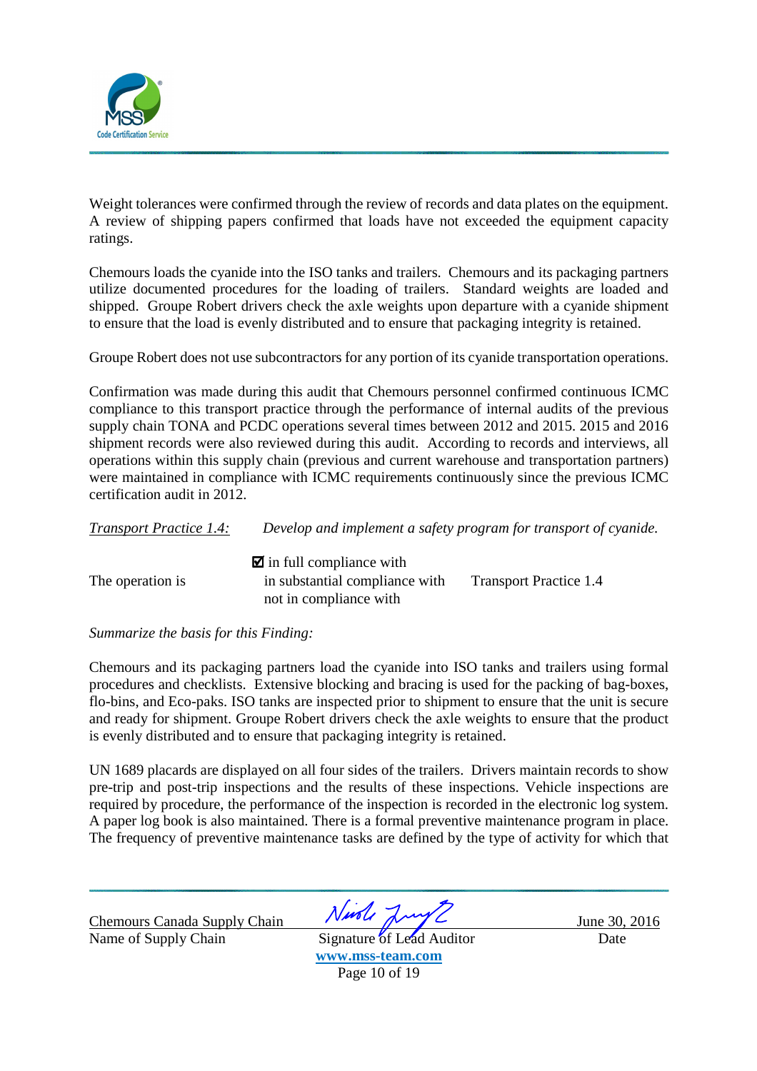Weight tolerances were confirmed through the review of records and data plates on the equipment. A review of shipping papers confirmed that loads have not exceeded the equipment capacity ratings.

Chemours loads the cyanide into the ISO tanks and trailers. Chemours and its packaging partners utilize documented procedures for the loading of trailers. Standard weights are loaded and shipped. Groupe Robert drivers check the axle weights upon departure with a cyanide shipment to ensure that the load is evenly distributed and to ensure that packaging integrity is retained.

Groupe Robert does not use subcontractors for any portion of its cyanide transportation operations.

Confirmation was made during this audit that Chemours personnel confirmed continuous ICMC compliance to this transport practice through the performance of internal audits of the previous supply chain TONA and PCDC operations several times between 2012 and 2015. 2015 and 2016 shipment records were also reviewed during this audit. According to records and interviews, all operations within this supply chain (previous and current warehouse and transportation partners) were maintained in compliance with ICMC requirements continuously since the previous ICMC certification audit in 2012.

*Transport Practice 1.4:* *Develop and implement a safety program for transport of cyanide.*

The operation is

- ☑ in full compliance with
- in substantial compliance with
- not in compliance with

Transport Practice 1.4

*Summarize the basis for this Finding:*

Chemours and its packaging partners load the cyanide into ISO tanks and trailers using formal procedures and checklists. Extensive blocking and bracing is used for the packing of bag-boxes, flo-bins, and Eco-paks. ISO tanks are inspected prior to shipment to ensure that the unit is secure and ready for shipment. Groupe Robert drivers check the axle weights to ensure that the product is evenly distributed and to ensure that packaging integrity is retained.

UN 1689 placards are displayed on all four sides of the trailers. Drivers maintain records to show pre-trip and post-trip inspections and the results of these inspections. Vehicle inspections are required by procedure, the performance of the inspection is recorded in the electronic log system. A paper log book is also maintained. There is a formal preventive maintenance program in place. The frequency of preventive maintenance tasks are defined by the type of activity for which that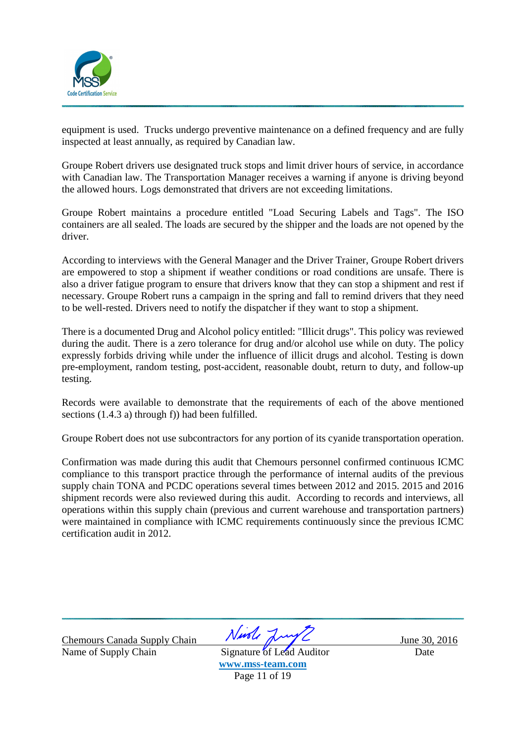equipment is used. Trucks undergo preventive maintenance on a defined frequency and are fully inspected at least annually, as required by Canadian law.

Groupe Robert drivers use designated truck stops and limit driver hours of service, in accordance with Canadian law. The Transportation Manager receives a warning if anyone is driving beyond the allowed hours. Logs demonstrated that drivers are not exceeding limitations.

Groupe Robert maintains a procedure entitled "Load Securing Labels and Tags". The ISO containers are all sealed. The loads are secured by the shipper and the loads are not opened by the driver.

According to interviews with the General Manager and the Driver Trainer, Groupe Robert drivers are empowered to stop a shipment if weather conditions or road conditions are unsafe. There is also a driver fatigue program to ensure that drivers know that they can stop a shipment and rest if necessary. Groupe Robert runs a campaign in the spring and fall to remind drivers that they need to be well-rested. Drivers need to notify the dispatcher if they want to stop a shipment.

There is a documented Drug and Alcohol policy entitled: "Illicit drugs". This policy was reviewed during the audit. There is a zero tolerance for drug and/or alcohol use while on duty. The policy expressly forbids driving while under the influence of illicit drugs and alcohol. Testing is down pre-employment, random testing, post-accident, reasonable doubt, return to duty, and follow-up testing.

Records were available to demonstrate that the requirements of each of the above mentioned sections (1.4.3 a) through f)) had been fulfilled.

Groupe Robert does not use subcontractors for any portion of its cyanide transportation operation.

Confirmation was made during this audit that Chemours personnel confirmed continuous ICMC compliance to this transport practice through the performance of internal audits of the previous supply chain TONA and PCDC operations several times between 2012 and 2015. 2015 and 2016 shipment records were also reviewed during this audit. According to records and interviews, all operations within this supply chain (previous and current warehouse and transportation partners) were maintained in compliance with ICMC requirements continuously since the previous ICMC certification audit in 2012.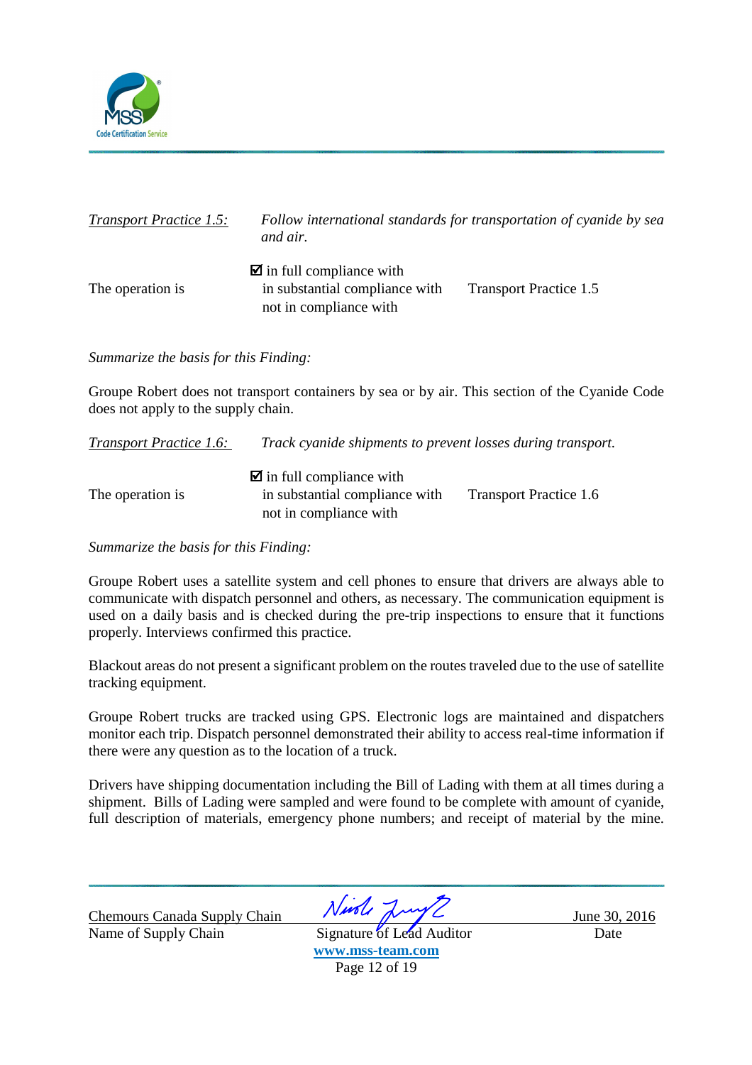*Transport Practice 1.5:* *Follow international standards for transportation of cyanide by sea and air.*

The operation is ☑ in full compliance with / in substantial compliance with / not in compliance with Transport Practice 1.5

*Summarize the basis for this Finding:*

Groupe Robert does not transport containers by sea or by air. This section of the Cyanide Code does not apply to the supply chain.

*Transport Practice 1.6:* *Track cyanide shipments to prevent losses during transport.*

The operation is ☑ in full compliance with / in substantial compliance with / not in compliance with Transport Practice 1.6

*Summarize the basis for this Finding:*

Groupe Robert uses a satellite system and cell phones to ensure that drivers are always able to communicate with dispatch personnel and others, as necessary. The communication equipment is used on a daily basis and is checked during the pre-trip inspections to ensure that it functions properly. Interviews confirmed this practice.

Blackout areas do not present a significant problem on the routes traveled due to the use of satellite tracking equipment.

Groupe Robert trucks are tracked using GPS. Electronic logs are maintained and dispatchers monitor each trip. Dispatch personnel demonstrated their ability to access real-time information if there were any question as to the location of a truck.

Drivers have shipping documentation including the Bill of Lading with them at all times during a shipment. Bills of Lading were sampled and were found to be complete with amount of cyanide, full description of materials, emergency phone numbers; and receipt of material by the mine.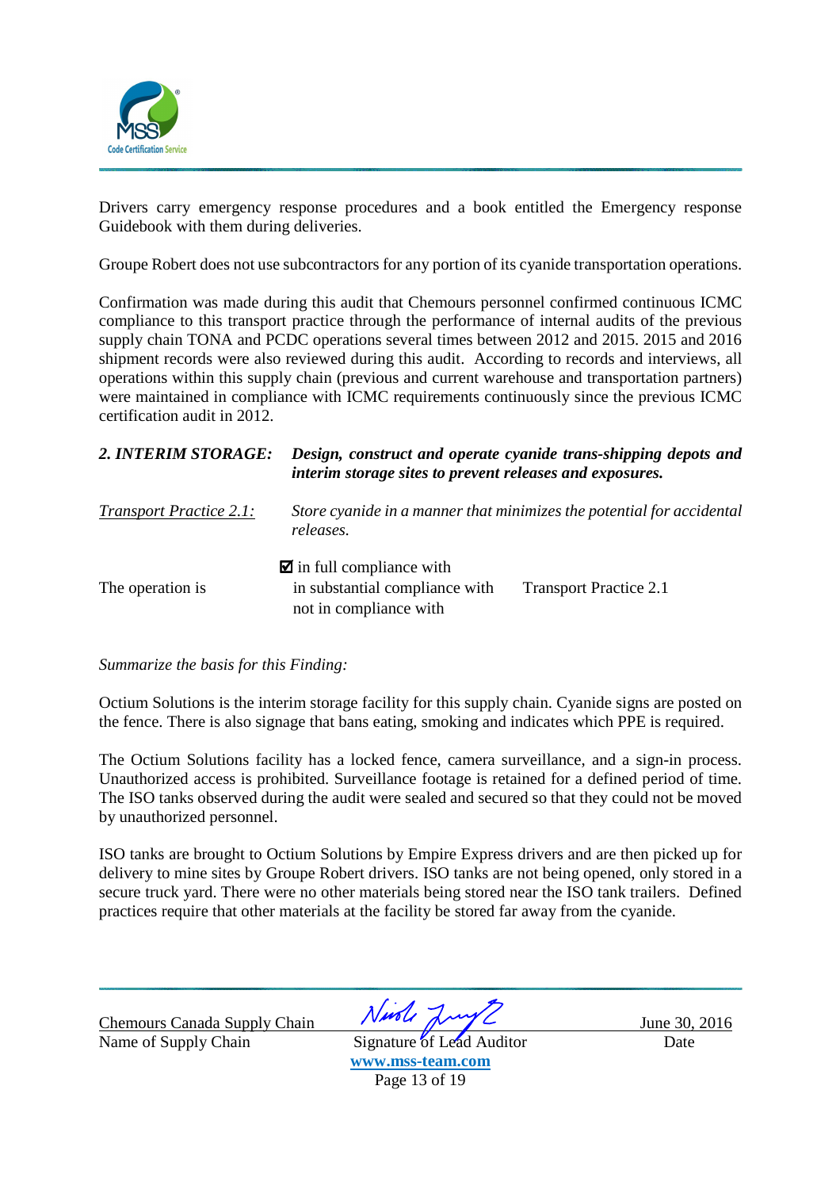Drivers carry emergency response procedures and a book entitled the Emergency response Guidebook with them during deliveries.

Groupe Robert does not use subcontractors for any portion of its cyanide transportation operations.

Confirmation was made during this audit that Chemours personnel confirmed continuous ICMC compliance to this transport practice through the performance of internal audits of the previous supply chain TONA and PCDC operations several times between 2012 and 2015. 2015 and 2016 shipment records were also reviewed during this audit. According to records and interviews, all operations within this supply chain (previous and current warehouse and transportation partners) were maintained in compliance with ICMC requirements continuously since the previous ICMC certification audit in 2012.

***2. INTERIM STORAGE:*** ***Design, construct and operate cyanide trans-shipping depots and interim storage sites to prevent releases and exposures.***

*Transport Practice 2.1:* *Store cyanide in a manner that minimizes the potential for accidental releases.*

The operation is

- ☑ in full compliance with
- in substantial compliance with
- not in compliance with

Transport Practice 2.1

*Summarize the basis for this Finding:*

Octium Solutions is the interim storage facility for this supply chain. Cyanide signs are posted on the fence. There is also signage that bans eating, smoking and indicates which PPE is required.

The Octium Solutions facility has a locked fence, camera surveillance, and a sign-in process. Unauthorized access is prohibited. Surveillance footage is retained for a defined period of time. The ISO tanks observed during the audit were sealed and secured so that they could not be moved by unauthorized personnel.

ISO tanks are brought to Octium Solutions by Empire Express drivers and are then picked up for delivery to mine sites by Groupe Robert drivers. ISO tanks are not being opened, only stored in a secure truck yard. There were no other materials being stored near the ISO tank trailers. Defined practices require that other materials at the facility be stored far away from the cyanide.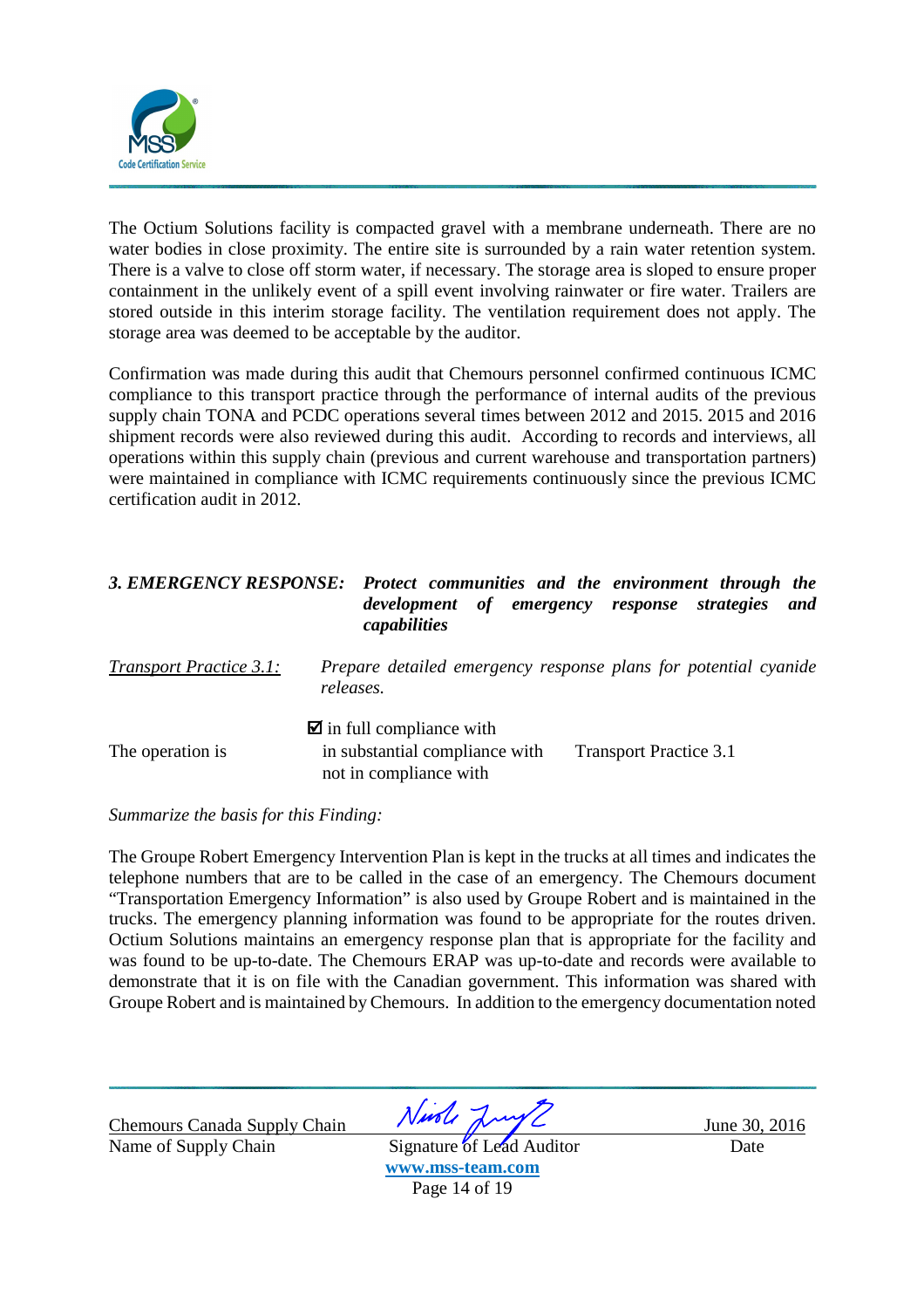The Octium Solutions facility is compacted gravel with a membrane underneath. There are no water bodies in close proximity. The entire site is surrounded by a rain water retention system. There is a valve to close off storm water, if necessary. The storage area is sloped to ensure proper containment in the unlikely event of a spill event involving rainwater or fire water. Trailers are stored outside in this interim storage facility. The ventilation requirement does not apply. The storage area was deemed to be acceptable by the auditor.

Confirmation was made during this audit that Chemours personnel confirmed continuous ICMC compliance to this transport practice through the performance of internal audits of the previous supply chain TONA and PCDC operations several times between 2012 and 2015. 2015 and 2016 shipment records were also reviewed during this audit. According to records and interviews, all operations within this supply chain (previous and current warehouse and transportation partners) were maintained in compliance with ICMC requirements continuously since the previous ICMC certification audit in 2012.

***3. EMERGENCY RESPONSE:*** ***Protect communities and the environment through the development of emergency response strategies and capabilities***

*Transport Practice 3.1:* *Prepare detailed emergency response plans for potential cyanide releases.*

The operation is

☑ in full compliance with
in substantial compliance with
not in compliance with

Transport Practice 3.1

*Summarize the basis for this Finding:*

The Groupe Robert Emergency Intervention Plan is kept in the trucks at all times and indicates the telephone numbers that are to be called in the case of an emergency. The Chemours document "Transportation Emergency Information" is also used by Groupe Robert and is maintained in the trucks. The emergency planning information was found to be appropriate for the routes driven. Octium Solutions maintains an emergency response plan that is appropriate for the facility and was found to be up-to-date. The Chemours ERAP was up-to-date and records were available to demonstrate that it is on file with the Canadian government. This information was shared with Groupe Robert and is maintained by Chemours. In addition to the emergency documentation noted

Chemours Canada Supply Chain
Name of Supply Chain

Signature of Lead Auditor

June 30, 2016
Date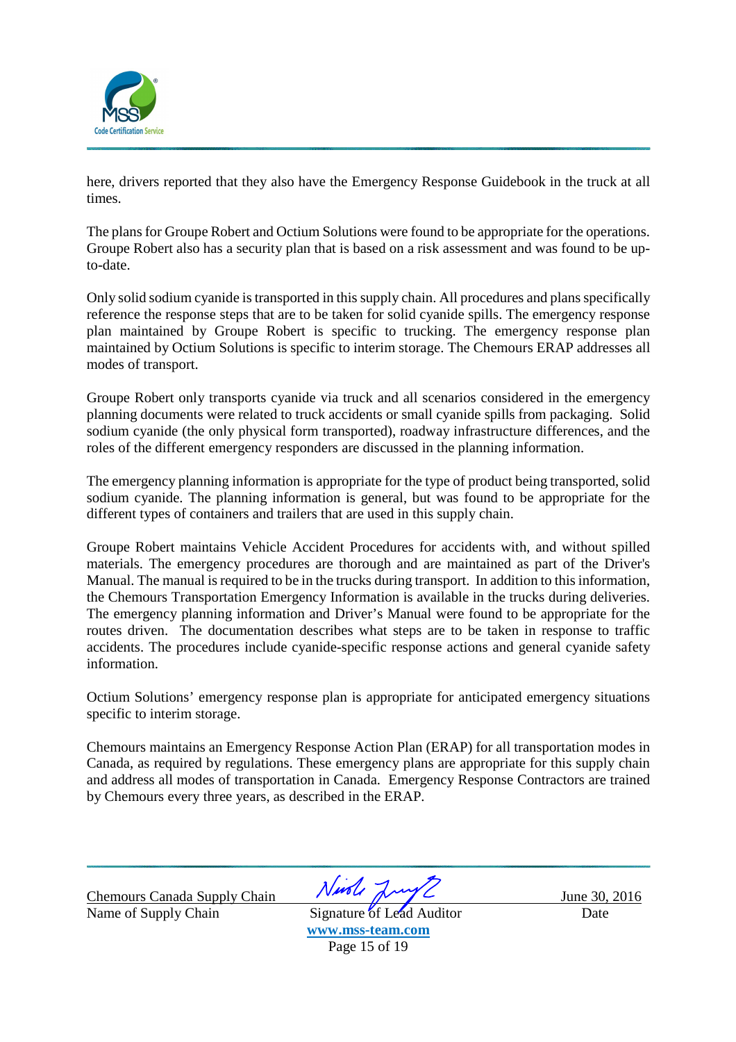here, drivers reported that they also have the Emergency Response Guidebook in the truck at all times.

The plans for Groupe Robert and Octium Solutions were found to be appropriate for the operations. Groupe Robert also has a security plan that is based on a risk assessment and was found to be up-to-date.

Only solid sodium cyanide is transported in this supply chain. All procedures and plans specifically reference the response steps that are to be taken for solid cyanide spills. The emergency response plan maintained by Groupe Robert is specific to trucking. The emergency response plan maintained by Octium Solutions is specific to interim storage. The Chemours ERAP addresses all modes of transport.

Groupe Robert only transports cyanide via truck and all scenarios considered in the emergency planning documents were related to truck accidents or small cyanide spills from packaging. Solid sodium cyanide (the only physical form transported), roadway infrastructure differences, and the roles of the different emergency responders are discussed in the planning information.

The emergency planning information is appropriate for the type of product being transported, solid sodium cyanide. The planning information is general, but was found to be appropriate for the different types of containers and trailers that are used in this supply chain.

Groupe Robert maintains Vehicle Accident Procedures for accidents with, and without spilled materials. The emergency procedures are thorough and are maintained as part of the Driver's Manual. The manual is required to be in the trucks during transport. In addition to this information, the Chemours Transportation Emergency Information is available in the trucks during deliveries. The emergency planning information and Driver's Manual were found to be appropriate for the routes driven. The documentation describes what steps are to be taken in response to traffic accidents. The procedures include cyanide-specific response actions and general cyanide safety information.

Octium Solutions' emergency response plan is appropriate for anticipated emergency situations specific to interim storage.

Chemours maintains an Emergency Response Action Plan (ERAP) for all transportation modes in Canada, as required by regulations. These emergency plans are appropriate for this supply chain and address all modes of transportation in Canada. Emergency Response Contractors are trained by Chemours every three years, as described in the ERAP.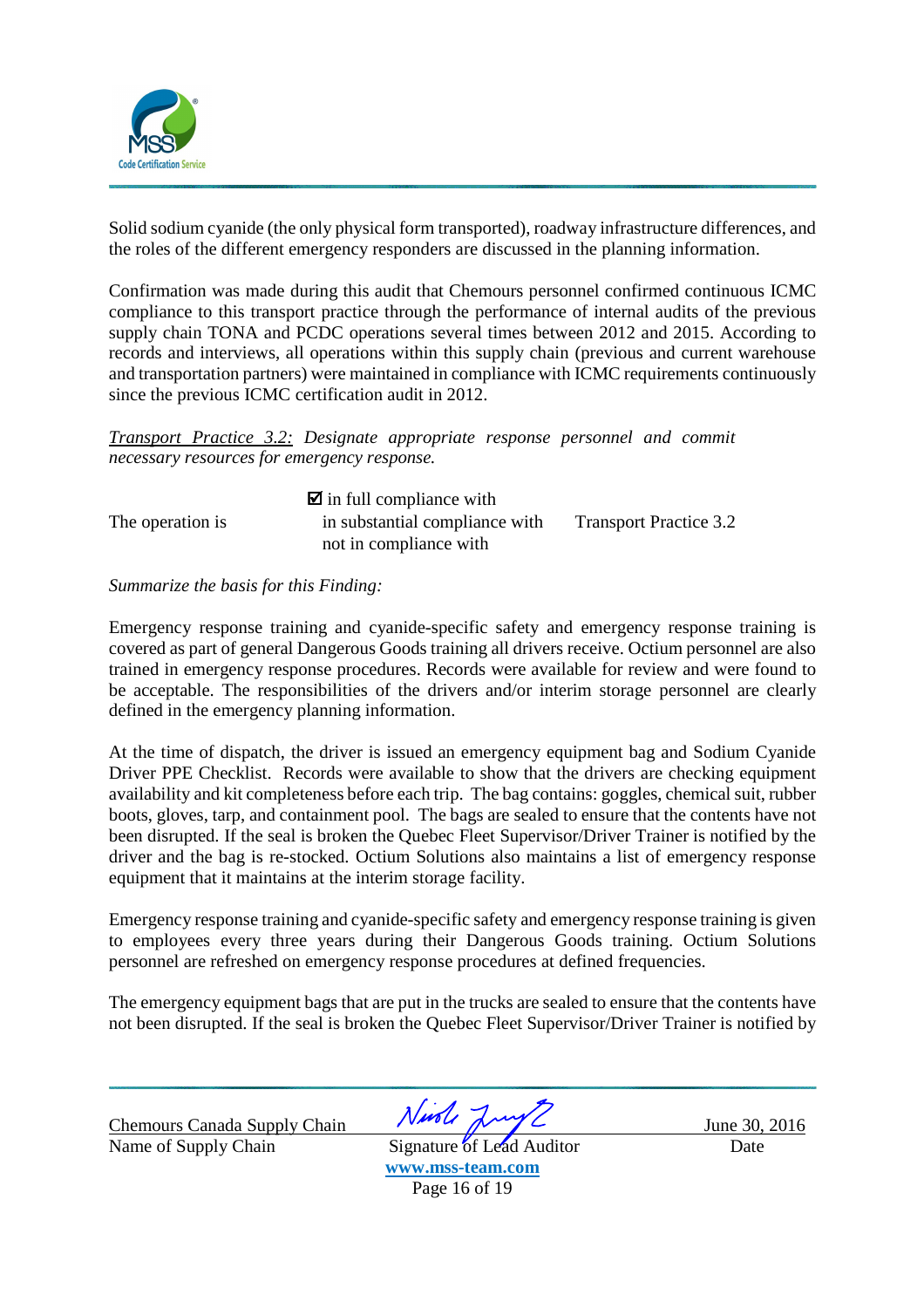Solid sodium cyanide (the only physical form transported), roadway infrastructure differences, and the roles of the different emergency responders are discussed in the planning information.

Confirmation was made during this audit that Chemours personnel confirmed continuous ICMC compliance to this transport practice through the performance of internal audits of the previous supply chain TONA and PCDC operations several times between 2012 and 2015. According to records and interviews, all operations within this supply chain (previous and current warehouse and transportation partners) were maintained in compliance with ICMC requirements continuously since the previous ICMC certification audit in 2012.

*<u>Transport Practice 3.2:</u> Designate appropriate response personnel and commit necessary resources for emergency response.*

| | | |
|---|---|---|
| | ☑ in full compliance with | |
| The operation is | in substantial compliance with | Transport Practice 3.2 |
| | not in compliance with | |

*Summarize the basis for this Finding:*

Emergency response training and cyanide-specific safety and emergency response training is covered as part of general Dangerous Goods training all drivers receive. Octium personnel are also trained in emergency response procedures. Records were available for review and were found to be acceptable. The responsibilities of the drivers and/or interim storage personnel are clearly defined in the emergency planning information.

At the time of dispatch, the driver is issued an emergency equipment bag and Sodium Cyanide Driver PPE Checklist. Records were available to show that the drivers are checking equipment availability and kit completeness before each trip. The bag contains: goggles, chemical suit, rubber boots, gloves, tarp, and containment pool. The bags are sealed to ensure that the contents have not been disrupted. If the seal is broken the Quebec Fleet Supervisor/Driver Trainer is notified by the driver and the bag is re-stocked. Octium Solutions also maintains a list of emergency response equipment that it maintains at the interim storage facility.

Emergency response training and cyanide-specific safety and emergency response training is given to employees every three years during their Dangerous Goods training. Octium Solutions personnel are refreshed on emergency response procedures at defined frequencies.

The emergency equipment bags that are put in the trucks are sealed to ensure that the contents have not been disrupted. If the seal is broken the Quebec Fleet Supervisor/Driver Trainer is notified by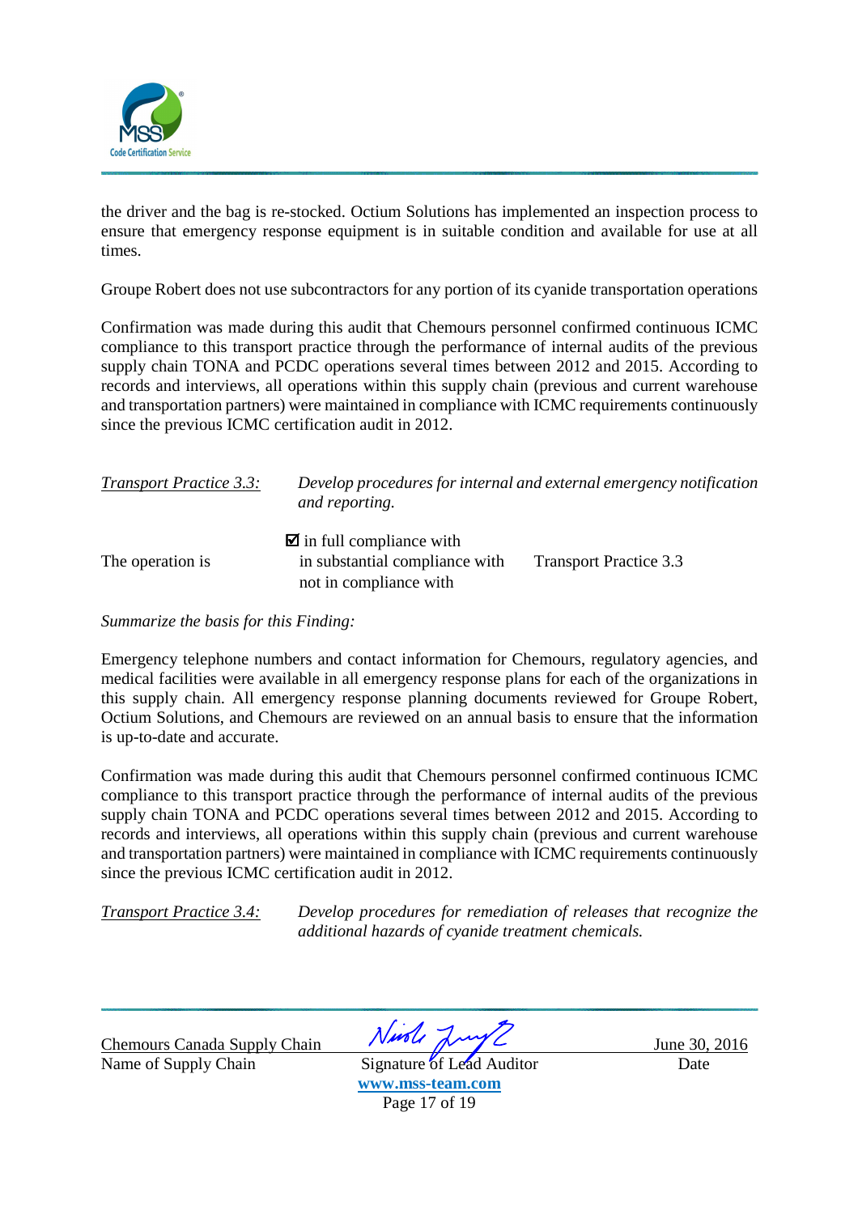the driver and the bag is re-stocked. Octium Solutions has implemented an inspection process to ensure that emergency response equipment is in suitable condition and available for use at all times.

Groupe Robert does not use subcontractors for any portion of its cyanide transportation operations

Confirmation was made during this audit that Chemours personnel confirmed continuous ICMC compliance to this transport practice through the performance of internal audits of the previous supply chain TONA and PCDC operations several times between 2012 and 2015. According to records and interviews, all operations within this supply chain (previous and current warehouse and transportation partners) were maintained in compliance with ICMC requirements continuously since the previous ICMC certification audit in 2012.

<u>*Transport Practice 3.3:*</u> *Develop procedures for internal and external emergency notification and reporting.*

The operation is

☑ in full compliance with
in substantial compliance with
not in compliance with

Transport Practice 3.3

*Summarize the basis for this Finding:*

Emergency telephone numbers and contact information for Chemours, regulatory agencies, and medical facilities were available in all emergency response plans for each of the organizations in this supply chain. All emergency response planning documents reviewed for Groupe Robert, Octium Solutions, and Chemours are reviewed on an annual basis to ensure that the information is up-to-date and accurate.

Confirmation was made during this audit that Chemours personnel confirmed continuous ICMC compliance to this transport practice through the performance of internal audits of the previous supply chain TONA and PCDC operations several times between 2012 and 2015. According to records and interviews, all operations within this supply chain (previous and current warehouse and transportation partners) were maintained in compliance with ICMC requirements continuously since the previous ICMC certification audit in 2012.

<u>*Transport Practice 3.4:*</u> *Develop procedures for remediation of releases that recognize the additional hazards of cyanide treatment chemicals.*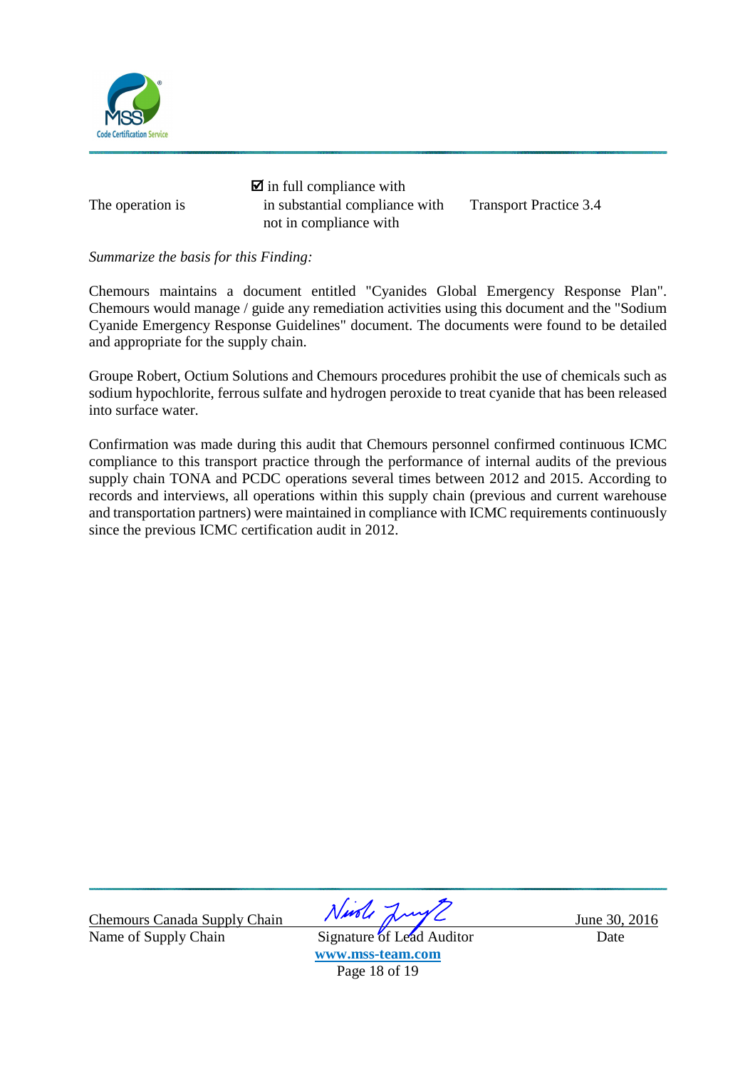| The operation is | ☑ in full compliance with | Transport Practice 3.4 |
| --- | --- | --- |
| | in substantial compliance with | |
| | not in compliance with | |

*Summarize the basis for this Finding:*

Chemours maintains a document entitled "Cyanides Global Emergency Response Plan". Chemours would manage / guide any remediation activities using this document and the "Sodium Cyanide Emergency Response Guidelines" document. The documents were found to be detailed and appropriate for the supply chain.

Groupe Robert, Octium Solutions and Chemours procedures prohibit the use of chemicals such as sodium hypochlorite, ferrous sulfate and hydrogen peroxide to treat cyanide that has been released into surface water.

Confirmation was made during this audit that Chemours personnel confirmed continuous ICMC compliance to this transport practice through the performance of internal audits of the previous supply chain TONA and PCDC operations several times between 2012 and 2015. According to records and interviews, all operations within this supply chain (previous and current warehouse and transportation partners) were maintained in compliance with ICMC requirements continuously since the previous ICMC certification audit in 2012.

| Chemours Canada Supply Chain | | June 30, 2016 |
| --- | --- | --- |
| Name of Supply Chain | Signature of Lead Auditor | Date |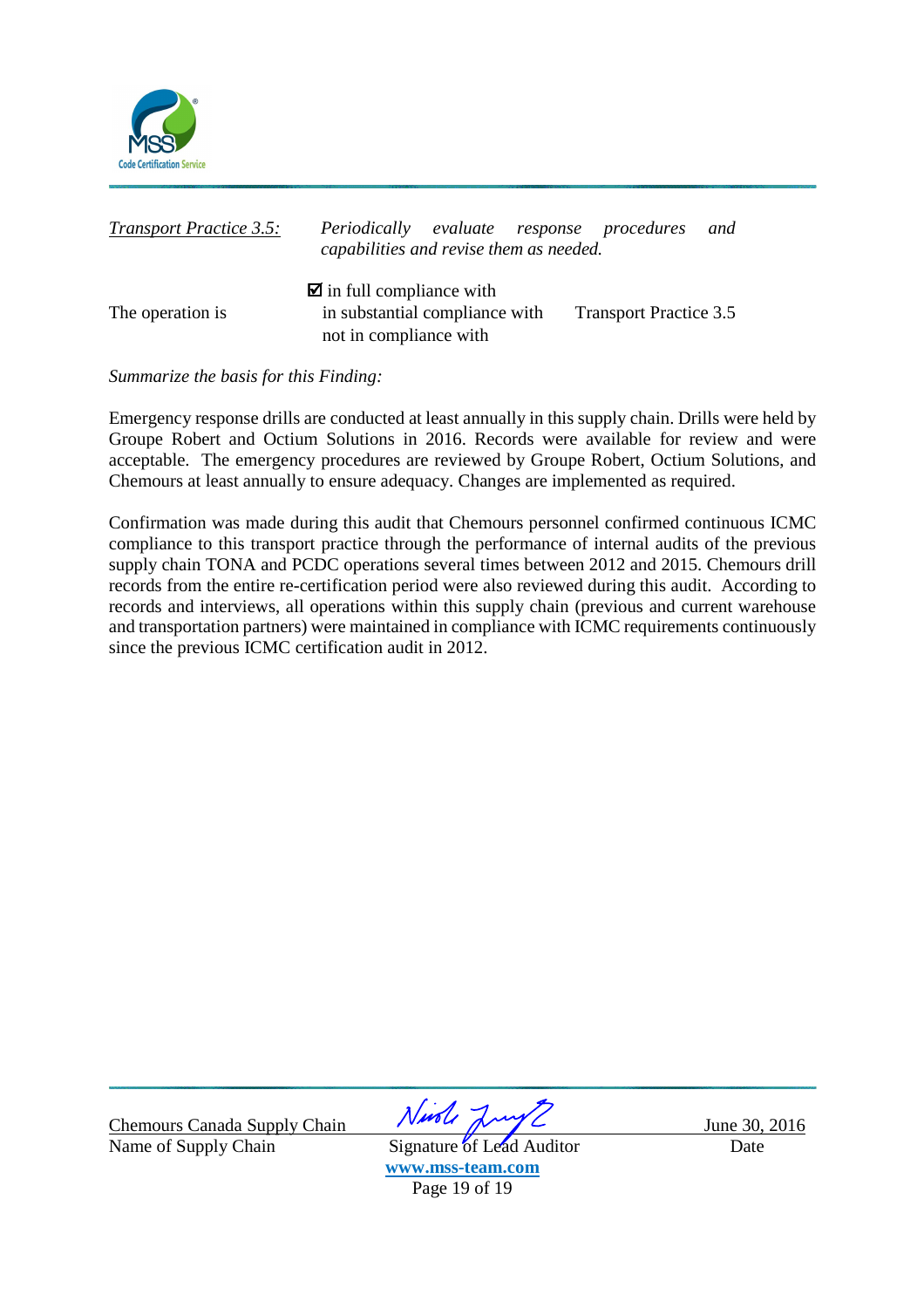*Transport Practice 3.5:* *Periodically evaluate response procedures and capabilities and revise them as needed.*

| | | |
|---|---|---|
| The operation is | ☑ in full compliance with<br>in substantial compliance with<br>not in compliance with | Transport Practice 3.5 |

*Summarize the basis for this Finding:*

Emergency response drills are conducted at least annually in this supply chain. Drills were held by Groupe Robert and Octium Solutions in 2016. Records were available for review and were acceptable. The emergency procedures are reviewed by Groupe Robert, Octium Solutions, and Chemours at least annually to ensure adequacy. Changes are implemented as required.

Confirmation was made during this audit that Chemours personnel confirmed continuous ICMC compliance to this transport practice through the performance of internal audits of the previous supply chain TONA and PCDC operations several times between 2012 and 2015. Chemours drill records from the entire re-certification period were also reviewed during this audit. According to records and interviews, all operations within this supply chain (previous and current warehouse and transportation partners) were maintained in compliance with ICMC requirements continuously since the previous ICMC certification audit in 2012.